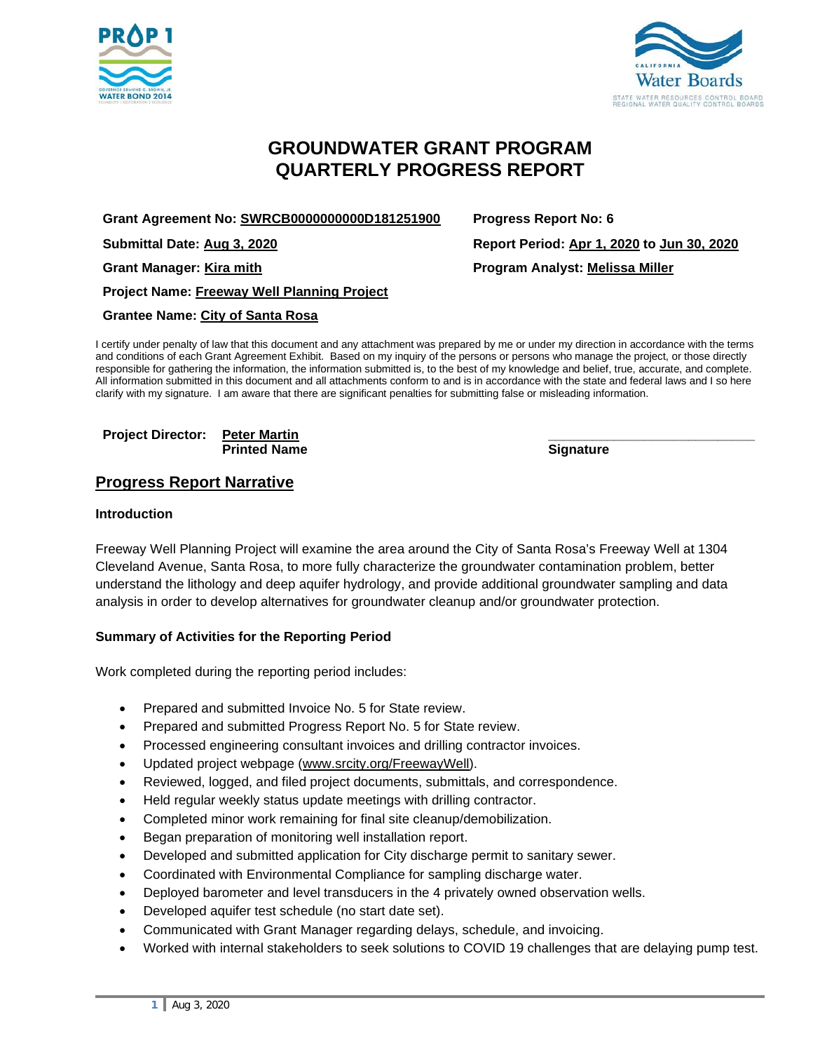# GROUNDWATER GRANT PROGRAM
# QUARTERLY PROGRESS REPORT

**Grant Agreement No:** **SWRCB0000000000D181251900**

**Progress Report No: 6**

**Submittal Date:** **Aug 3, 2020**

**Report Period:** **Apr 1, 2020** **to** **Jun 30, 2020**

**Grant Manager:** **Kira mith**

**Program Analyst:** **Melissa Miller**

**Project Name:** **Freeway Well Planning Project**

**Grantee Name:** **City of Santa Rosa**

I certify under penalty of law that this document and any attachment was prepared by me or under my direction in accordance with the terms and conditions of each Grant Agreement Exhibit. Based on my inquiry of the persons or persons who manage the project, or those directly responsible for gathering the information, the information submitted is, to the best of my knowledge and belief, true, accurate, and complete. All information submitted in this document and all attachments conform to and is in accordance with the state and federal laws and I so here clarify with my signature. I am aware that there are significant penalties for submitting false or misleading information.

**Project Director:** **Peter Martin**
**Printed Name**

______________________________
**Signature**

## Progress Report Narrative

### Introduction

Freeway Well Planning Project will examine the area around the City of Santa Rosa's Freeway Well at 1304 Cleveland Avenue, Santa Rosa, to more fully characterize the groundwater contamination problem, better understand the lithology and deep aquifer hydrology, and provide additional groundwater sampling and data analysis in order to develop alternatives for groundwater cleanup and/or groundwater protection.

### Summary of Activities for the Reporting Period

Work completed during the reporting period includes:

- Prepared and submitted Invoice No. 5 for State review.
- Prepared and submitted Progress Report No. 5 for State review.
- Processed engineering consultant invoices and drilling contractor invoices.
- Updated project webpage (www.srcity.org/FreewayWell).
- Reviewed, logged, and filed project documents, submittals, and correspondence.
- Held regular weekly status update meetings with drilling contractor.
- Completed minor work remaining for final site cleanup/demobilization.
- Began preparation of monitoring well installation report.
- Developed and submitted application for City discharge permit to sanitary sewer.
- Coordinated with Environmental Compliance for sampling discharge water.
- Deployed barometer and level transducers in the 4 privately owned observation wells.
- Developed aquifer test schedule (no start date set).
- Communicated with Grant Manager regarding delays, schedule, and invoicing.
- Worked with internal stakeholders to seek solutions to COVID 19 challenges that are delaying pump test.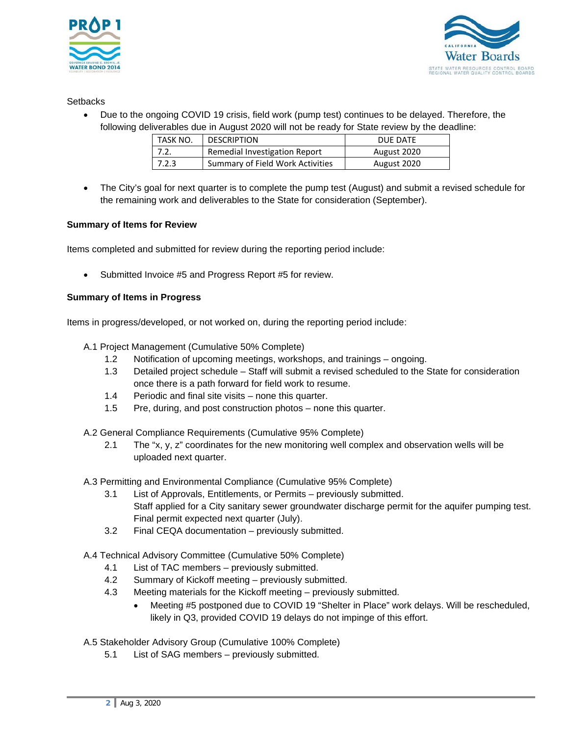Setbacks

- Due to the ongoing COVID 19 crisis, field work (pump test) continues to be delayed. Therefore, the following deliverables due in August 2020 will not be ready for State review by the deadline:

| TASK NO. | DESCRIPTION | DUE DATE |
|---|---|---|
| 7.2. | Remedial Investigation Report | August 2020 |
| 7.2.3 | Summary of Field Work Activities | August 2020 |

- The City's goal for next quarter is to complete the pump test (August) and submit a revised schedule for the remaining work and deliverables to the State for consideration (September).

**Summary of Items for Review**

Items completed and submitted for review during the reporting period include:

- Submitted Invoice #5 and Progress Report #5 for review.

**Summary of Items in Progress**

Items in progress/developed, or not worked on, during the reporting period include:

A.1 Project Management (Cumulative 50% Complete)

- 1.2 Notification of upcoming meetings, workshops, and trainings – ongoing.
- 1.3 Detailed project schedule – Staff will submit a revised scheduled to the State for consideration once there is a path forward for field work to resume.
- 1.4 Periodic and final site visits – none this quarter.
- 1.5 Pre, during, and post construction photos – none this quarter.

A.2 General Compliance Requirements (Cumulative 95% Complete)

- 2.1 The "x, y, z" coordinates for the new monitoring well complex and observation wells will be uploaded next quarter.

A.3 Permitting and Environmental Compliance (Cumulative 95% Complete)

- 3.1 List of Approvals, Entitlements, or Permits – previously submitted.
  Staff applied for a City sanitary sewer groundwater discharge permit for the aquifer pumping test. Final permit expected next quarter (July).
- 3.2 Final CEQA documentation – previously submitted.

A.4 Technical Advisory Committee (Cumulative 50% Complete)

- 4.1 List of TAC members – previously submitted.
- 4.2 Summary of Kickoff meeting – previously submitted.
- 4.3 Meeting materials for the Kickoff meeting – previously submitted.
  - Meeting #5 postponed due to COVID 19 "Shelter in Place" work delays. Will be rescheduled, likely in Q3, provided COVID 19 delays do not impinge of this effort.

A.5 Stakeholder Advisory Group (Cumulative 100% Complete)

- 5.1 List of SAG members – previously submitted.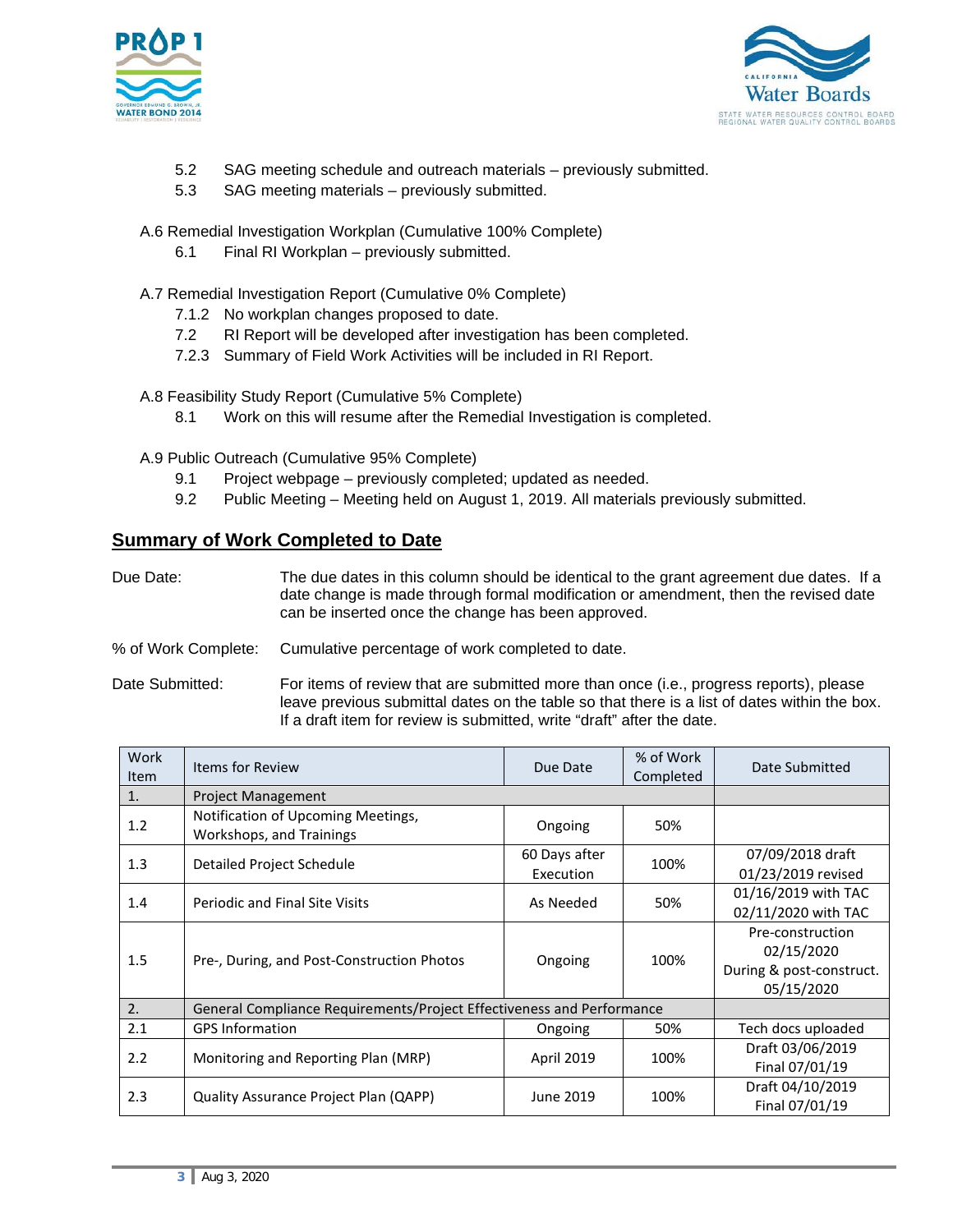5.2 SAG meeting schedule and outreach materials – previously submitted.
5.3 SAG meeting materials – previously submitted.

A.6 Remedial Investigation Workplan (Cumulative 100% Complete)

6.1 Final RI Workplan – previously submitted.

A.7 Remedial Investigation Report (Cumulative 0% Complete)

7.1.2 No workplan changes proposed to date.
7.2 RI Report will be developed after investigation has been completed.
7.2.3 Summary of Field Work Activities will be included in RI Report.

A.8 Feasibility Study Report (Cumulative 5% Complete)

8.1 Work on this will resume after the Remedial Investigation is completed.

A.9 Public Outreach (Cumulative 95% Complete)

9.1 Project webpage – previously completed; updated as needed.
9.2 Public Meeting – Meeting held on August 1, 2019. All materials previously submitted.

## Summary of Work Completed to Date

Due Date: The due dates in this column should be identical to the grant agreement due dates. If a date change is made through formal modification or amendment, then the revised date can be inserted once the change has been approved.

% of Work Complete: Cumulative percentage of work completed to date.

Date Submitted: For items of review that are submitted more than once (i.e., progress reports), please leave previous submittal dates on the table so that there is a list of dates within the box. If a draft item for review is submitted, write "draft" after the date.

| Work Item | Items for Review | Due Date | % of Work Completed | Date Submitted |
|---|---|---|---|---|
| 1. | Project Management | | | |
| 1.2 | Notification of Upcoming Meetings, Workshops, and Trainings | Ongoing | 50% | |
| 1.3 | Detailed Project Schedule | 60 Days after Execution | 100% | 07/09/2018 draft<br>01/23/2019 revised |
| 1.4 | Periodic and Final Site Visits | As Needed | 50% | 01/16/2019 with TAC<br>02/11/2020 with TAC |
| 1.5 | Pre-, During, and Post-Construction Photos | Ongoing | 100% | Pre-construction 02/15/2020<br>During & post-construct. 05/15/2020 |
| 2. | General Compliance Requirements/Project Effectiveness and Performance | | | |
| 2.1 | GPS Information | Ongoing | 50% | Tech docs uploaded |
| 2.2 | Monitoring and Reporting Plan (MRP) | April 2019 | 100% | Draft 03/06/2019<br>Final 07/01/19 |
| 2.3 | Quality Assurance Project Plan (QAPP) | June 2019 | 100% | Draft 04/10/2019<br>Final 07/01/19 |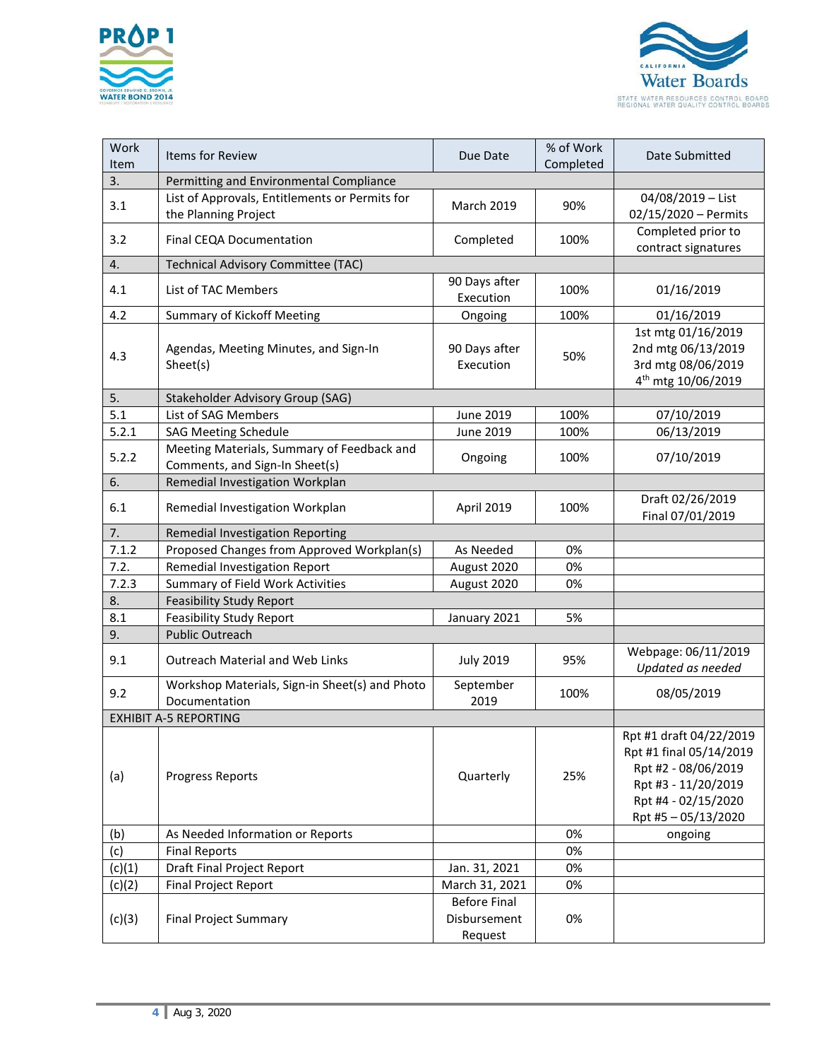| Work Item | Items for Review | Due Date | % of Work Completed | Date Submitted |
|---|---|---|---|---|
| 3. | Permitting and Environmental Compliance | | | |
| 3.1 | List of Approvals, Entitlements or Permits for the Planning Project | March 2019 | 90% | 04/08/2019 – List 02/15/2020 – Permits |
| 3.2 | Final CEQA Documentation | Completed | 100% | Completed prior to contract signatures |
| 4. | Technical Advisory Committee (TAC) | | | |
| 4.1 | List of TAC Members | 90 Days after Execution | 100% | 01/16/2019 |
| 4.2 | Summary of Kickoff Meeting | Ongoing | 100% | 01/16/2019 |
| 4.3 | Agendas, Meeting Minutes, and Sign-In Sheet(s) | 90 Days after Execution | 50% | 1st mtg 01/16/2019 2nd mtg 06/13/2019 3rd mtg 08/06/2019 4th mtg 10/06/2019 |
| 5. | Stakeholder Advisory Group (SAG) | | | |
| 5.1 | List of SAG Members | June 2019 | 100% | 07/10/2019 |
| 5.2.1 | SAG Meeting Schedule | June 2019 | 100% | 06/13/2019 |
| 5.2.2 | Meeting Materials, Summary of Feedback and Comments, and Sign-In Sheet(s) | Ongoing | 100% | 07/10/2019 |
| 6. | Remedial Investigation Workplan | | | |
| 6.1 | Remedial Investigation Workplan | April 2019 | 100% | Draft 02/26/2019 Final 07/01/2019 |
| 7. | Remedial Investigation Reporting | | | |
| 7.1.2 | Proposed Changes from Approved Workplan(s) | As Needed | 0% | |
| 7.2. | Remedial Investigation Report | August 2020 | 0% | |
| 7.2.3 | Summary of Field Work Activities | August 2020 | 0% | |
| 8. | Feasibility Study Report | | | |
| 8.1 | Feasibility Study Report | January 2021 | 5% | |
| 9. | Public Outreach | | | |
| 9.1 | Outreach Material and Web Links | July 2019 | 95% | Webpage: 06/11/2019 *Updated as needed* |
| 9.2 | Workshop Materials, Sign-in Sheet(s) and Photo Documentation | September 2019 | 100% | 08/05/2019 |
| EXHIBIT A-5 REPORTING | | | | |
| (a) | Progress Reports | Quarterly | 25% | Rpt #1 draft 04/22/2019 Rpt #1 final 05/14/2019 Rpt #2 - 08/06/2019 Rpt #3 - 11/20/2019 Rpt #4 - 02/15/2020 Rpt #5 – 05/13/2020 |
| (b) | As Needed Information or Reports | | 0% | ongoing |
| (c) | Final Reports | | 0% | |
| (c)(1) | Draft Final Project Report | Jan. 31, 2021 | 0% | |
| (c)(2) | Final Project Report | March 31, 2021 | 0% | |
| (c)(3) | Final Project Summary | Before Final Disbursement Request | 0% | |

Aug 3, 2020